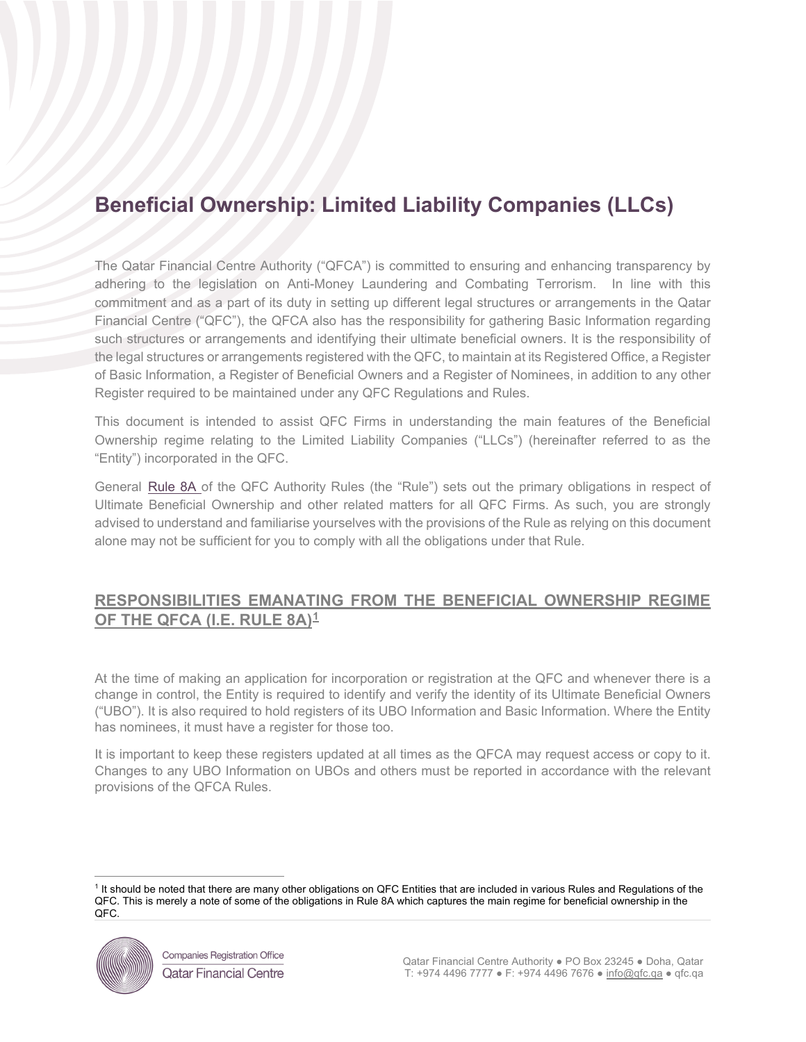# Beneficial Ownership: Limited Liability Companies (LLCs)

The Qatar Financial Centre Authority ("QFCA") is committed to ensuring and enhancing transparency by adhering to the legislation on Anti-Money Laundering and Combating Terrorism. In line with this commitment and as a part of its duty in setting up different legal structures or arrangements in the Qatar Financial Centre ("QFC"), the QFCA also has the responsibility for gathering Basic Information regarding such structures or arrangements and identifying their ultimate beneficial owners. It is the responsibility of the legal structures or arrangements registered with the QFC, to maintain at its Registered Office, a Register of Basic Information, a Register of Beneficial Owners and a Register of Nominees, in addition to any other Register required to be maintained under any QFC Regulations and Rules.

This document is intended to assist QFC Firms in understanding the main features of the Beneficial Ownership regime relating to the Limited Liability Companies ("LLCs") (hereinafter referred to as the "Entity") incorporated in the QFC.

General Rule 8A of the QFC Authority Rules (the "Rule") sets out the primary obligations in respect of Ultimate Beneficial Ownership and other related matters for all QFC Firms. As such, you are strongly advised to understand and familiarise yourselves with the provisions of the Rule as relying on this document alone may not be sufficient for you to comply with all the obligations under that Rule.

## RESPONSIBILITIES EMANATING FROM THE BENEFICIAL OWNERSHIP REGIME OF THE QFCA (I.E. RULE 8A)[1]

At the time of making an application for incorporation or registration at the QFC and whenever there is a change in control, the Entity is required to identify and verify the identity of its Ultimate Beneficial Owners ("UBO"). It is also required to hold registers of its UBO Information and Basic Information. Where the Entity has nominees, it must have a register for those too.

It is important to keep these registers updated at all times as the QFCA may request access or copy to it. Changes to any UBO Information on UBOs and others must be reported in accordance with the relevant provisions of the QFCA Rules.

[1] It should be noted that there are many other obligations on QFC Entities that are included in various Rules and Regulations of the QFC. This is merely a note of some of the obligations in Rule 8A which captures the main regime for beneficial ownership in the QFC.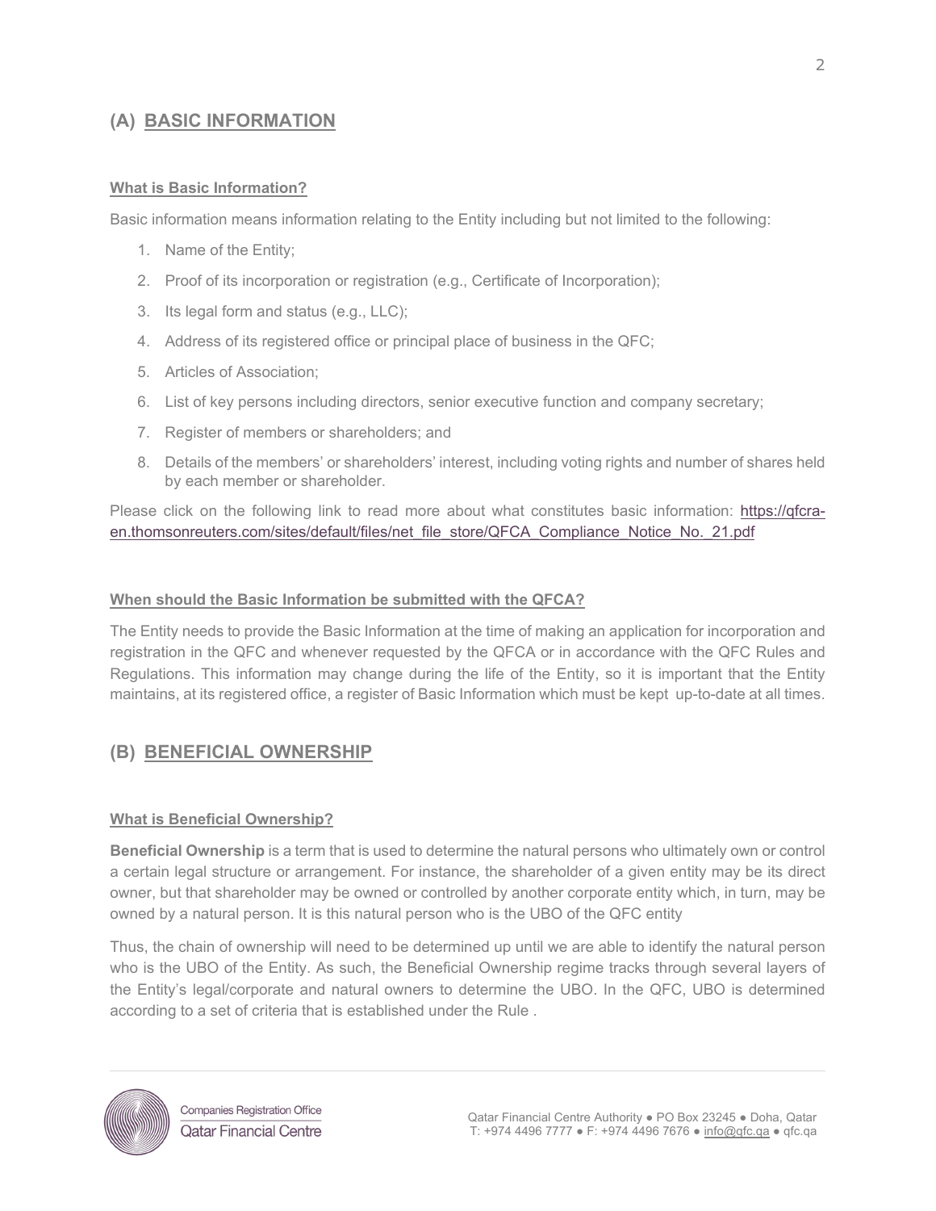## (A) BASIC INFORMATION

### What is Basic Information?

Basic information means information relating to the Entity including but not limited to the following:

1. Name of the Entity;
2. Proof of its incorporation or registration (e.g., Certificate of Incorporation);
3. Its legal form and status (e.g., LLC);
4. Address of its registered office or principal place of business in the QFC;
5. Articles of Association;
6. List of key persons including directors, senior executive function and company secretary;
7. Register of members or shareholders; and
8. Details of the members' or shareholders' interest, including voting rights and number of shares held by each member or shareholder.

Please click on the following link to read more about what constitutes basic information: https://qfcra-en.thomsonreuters.com/sites/default/files/net_file_store/QFCA_Compliance_Notice_No._21.pdf

### When should the Basic Information be submitted with the QFCA?

The Entity needs to provide the Basic Information at the time of making an application for incorporation and registration in the QFC and whenever requested by the QFCA or in accordance with the QFC Rules and Regulations. This information may change during the life of the Entity, so it is important that the Entity maintains, at its registered office, a register of Basic Information which must be kept up-to-date at all times.

## (B) BENEFICIAL OWNERSHIP

### What is Beneficial Ownership?

**Beneficial Ownership** is a term that is used to determine the natural persons who ultimately own or control a certain legal structure or arrangement. For instance, the shareholder of a given entity may be its direct owner, but that shareholder may be owned or controlled by another corporate entity which, in turn, may be owned by a natural person. It is this natural person who is the UBO of the QFC entity

Thus, the chain of ownership will need to be determined up until we are able to identify the natural person who is the UBO of the Entity. As such, the Beneficial Ownership regime tracks through several layers of the Entity's legal/corporate and natural owners to determine the UBO. In the QFC, UBO is determined according to a set of criteria that is established under the Rule .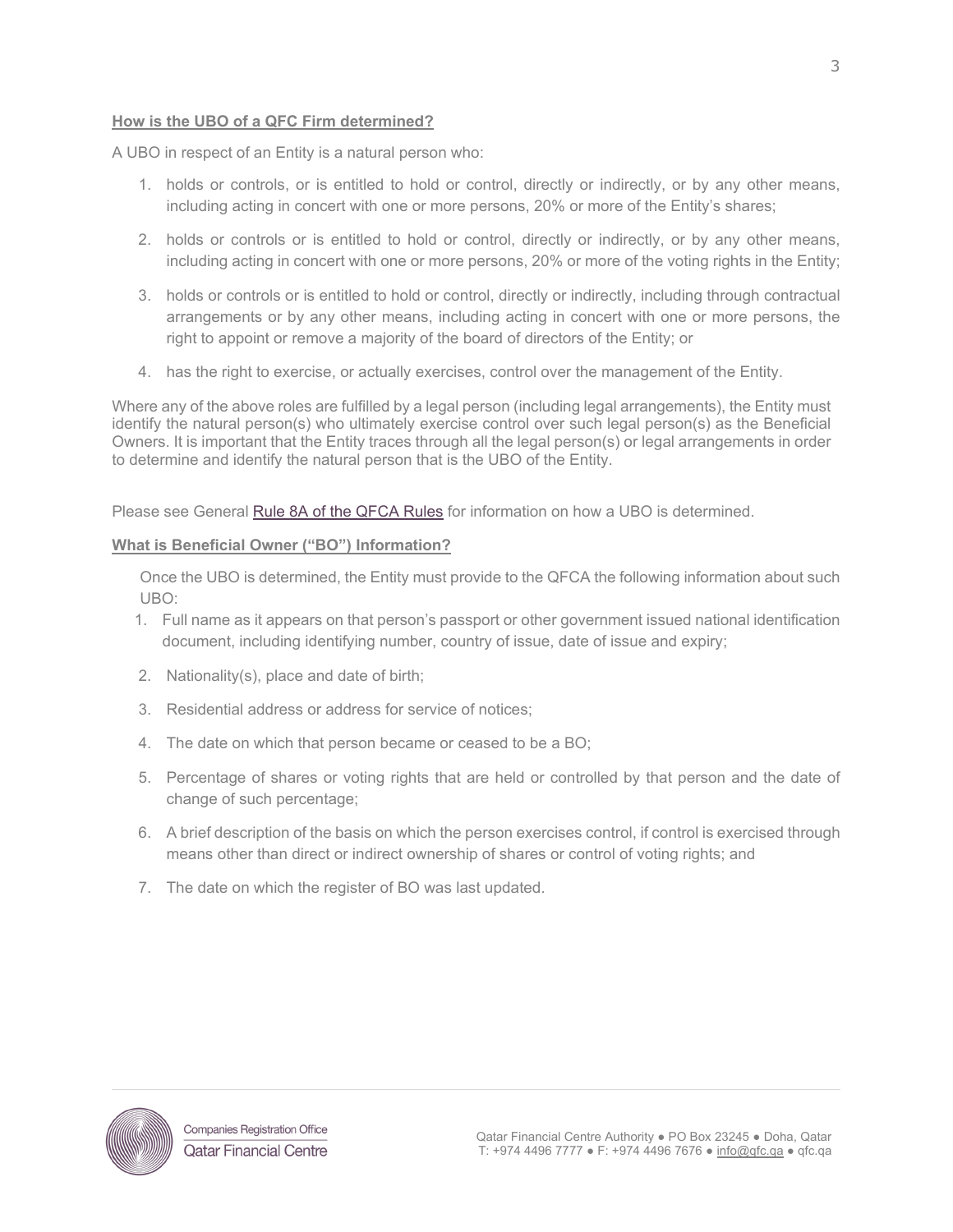## How is the UBO of a QFC Firm determined?

A UBO in respect of an Entity is a natural person who:

1. holds or controls, or is entitled to hold or control, directly or indirectly, or by any other means, including acting in concert with one or more persons, 20% or more of the Entity's shares;
2. holds or controls or is entitled to hold or control, directly or indirectly, or by any other means, including acting in concert with one or more persons, 20% or more of the voting rights in the Entity;
3. holds or controls or is entitled to hold or control, directly or indirectly, including through contractual arrangements or by any other means, including acting in concert with one or more persons, the right to appoint or remove a majority of the board of directors of the Entity; or
4. has the right to exercise, or actually exercises, control over the management of the Entity.

Where any of the above roles are fulfilled by a legal person (including legal arrangements), the Entity must identify the natural person(s) who ultimately exercise control over such legal person(s) as the Beneficial Owners. It is important that the Entity traces through all the legal person(s) or legal arrangements in order to determine and identify the natural person that is the UBO of the Entity.

Please see General Rule 8A of the QFCA Rules for information on how a UBO is determined.

## What is Beneficial Owner ("BO") Information?

Once the UBO is determined, the Entity must provide to the QFCA the following information about such UBO:

1. Full name as it appears on that person's passport or other government issued national identification document, including identifying number, country of issue, date of issue and expiry;
2. Nationality(s), place and date of birth;
3. Residential address or address for service of notices;
4. The date on which that person became or ceased to be a BO;
5. Percentage of shares or voting rights that are held or controlled by that person and the date of change of such percentage;
6. A brief description of the basis on which the person exercises control, if control is exercised through means other than direct or indirect ownership of shares or control of voting rights; and
7. The date on which the register of BO was last updated.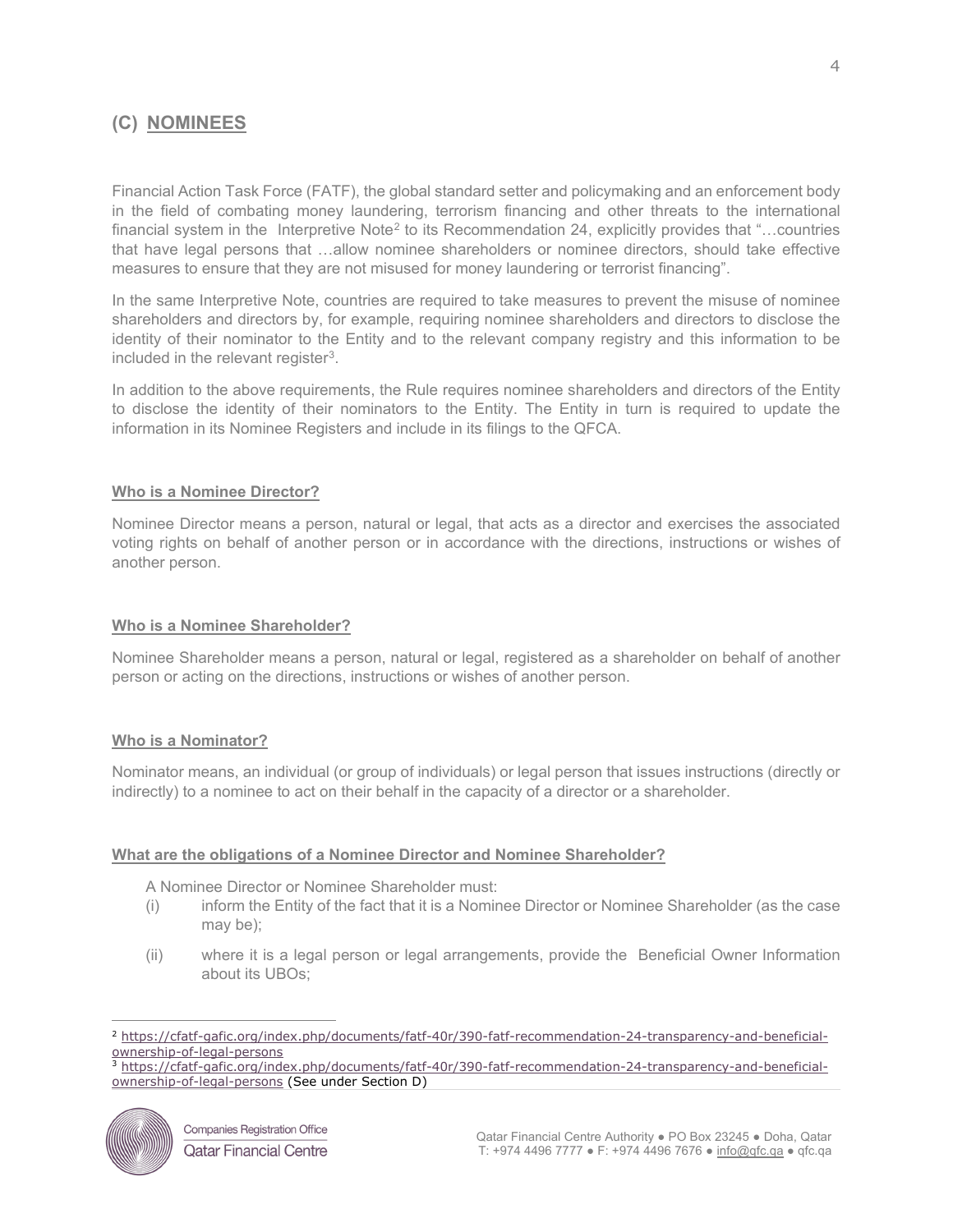## (C) NOMINEES

Financial Action Task Force (FATF), the global standard setter and policymaking and an enforcement body in the field of combating money laundering, terrorism financing and other threats to the international financial system in the Interpretive Note[2] to its Recommendation 24, explicitly provides that "…countries that have legal persons that …allow nominee shareholders or nominee directors, should take effective measures to ensure that they are not misused for money laundering or terrorist financing".

In the same Interpretive Note, countries are required to take measures to prevent the misuse of nominee shareholders and directors by, for example, requiring nominee shareholders and directors to disclose the identity of their nominator to the Entity and to the relevant company registry and this information to be included in the relevant register[3].

In addition to the above requirements, the Rule requires nominee shareholders and directors of the Entity to disclose the identity of their nominators to the Entity. The Entity in turn is required to update the information in its Nominee Registers and include in its filings to the QFCA.

### Who is a Nominee Director?

Nominee Director means a person, natural or legal, that acts as a director and exercises the associated voting rights on behalf of another person or in accordance with the directions, instructions or wishes of another person.

### Who is a Nominee Shareholder?

Nominee Shareholder means a person, natural or legal, registered as a shareholder on behalf of another person or acting on the directions, instructions or wishes of another person.

### Who is a Nominator?

Nominator means, an individual (or group of individuals) or legal person that issues instructions (directly or indirectly) to a nominee to act on their behalf in the capacity of a director or a shareholder.

### What are the obligations of a Nominee Director and Nominee Shareholder?

A Nominee Director or Nominee Shareholder must:

(i) inform the Entity of the fact that it is a Nominee Director or Nominee Shareholder (as the case may be);

(ii) where it is a legal person or legal arrangements, provide the Beneficial Owner Information about its UBOs;

---

[2] https://cfatf-gafic.org/index.php/documents/fatf-40r/390-fatf-recommendation-24-transparency-and-beneficial-ownership-of-legal-persons

[3] https://cfatf-gafic.org/index.php/documents/fatf-40r/390-fatf-recommendation-24-transparency-and-beneficial-ownership-of-legal-persons (See under Section D)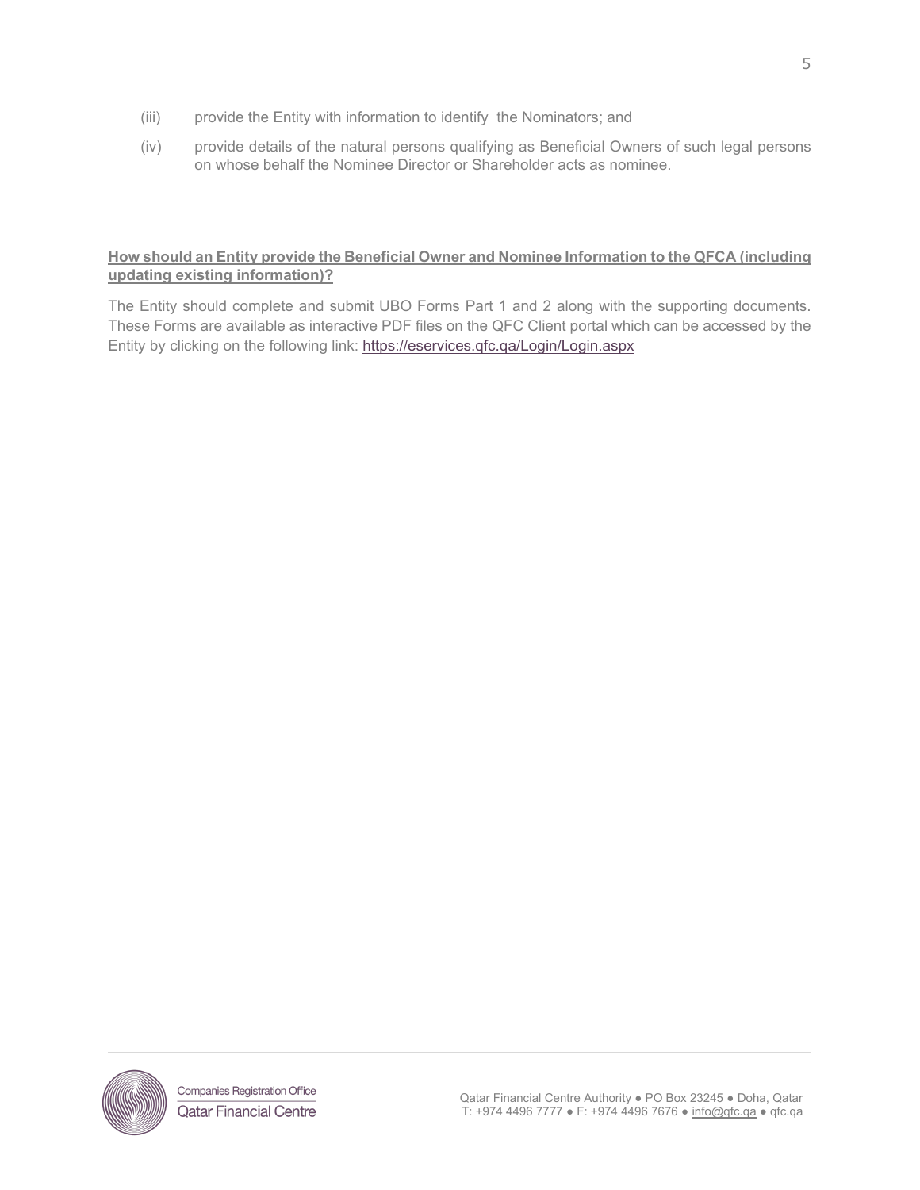(iii) provide the Entity with information to identify the Nominators; and

(iv) provide details of the natural persons qualifying as Beneficial Owners of such legal persons on whose behalf the Nominee Director or Shareholder acts as nominee.

**How should an Entity provide the Beneficial Owner and Nominee Information to the QFCA (including updating existing information)?**

The Entity should complete and submit UBO Forms Part 1 and 2 along with the supporting documents. These Forms are available as interactive PDF files on the QFC Client portal which can be accessed by the Entity by clicking on the following link: https://eservices.qfc.qa/Login/Login.aspx